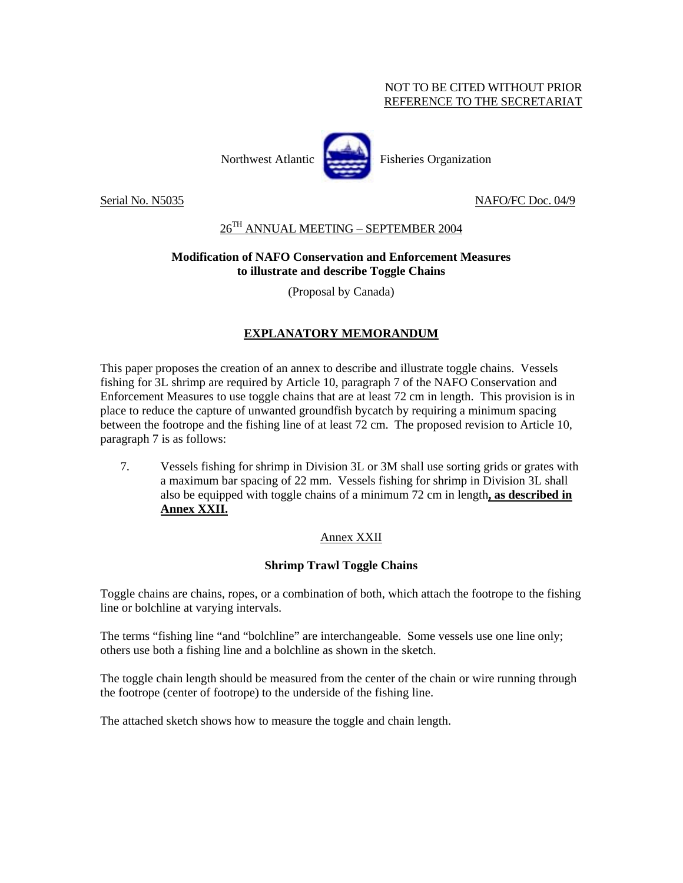NOT TO BE CITED WITHOUT PRIOR
REFERENCE TO THE SECRETARIAT

Northwest Atlantic Fisheries Organization

Serial No. N5035 NAFO/FC Doc. 04/9

26TH ANNUAL MEETING – SEPTEMBER 2004

**Modification of NAFO Conservation and Enforcement Measures to illustrate and describe Toggle Chains**

(Proposal by Canada)

## EXPLANATORY MEMORANDUM

This paper proposes the creation of an annex to describe and illustrate toggle chains. Vessels fishing for 3L shrimp are required by Article 10, paragraph 7 of the NAFO Conservation and Enforcement Measures to use toggle chains that are at least 72 cm in length. This provision is in place to reduce the capture of unwanted groundfish bycatch by requiring a minimum spacing between the footrope and the fishing line of at least 72 cm. The proposed revision to Article 10, paragraph 7 is as follows:

7. Vessels fishing for shrimp in Division 3L or 3M shall use sorting grids or grates with a maximum bar spacing of 22 mm. Vessels fishing for shrimp in Division 3L shall also be equipped with toggle chains of a minimum 72 cm in length**, as described in Annex XXII.**

Annex XXII

**Shrimp Trawl Toggle Chains**

Toggle chains are chains, ropes, or a combination of both, which attach the footrope to the fishing line or bolchline at varying intervals.

The terms "fishing line "and "bolchline" are interchangeable. Some vessels use one line only; others use both a fishing line and a bolchline as shown in the sketch.

The toggle chain length should be measured from the center of the chain or wire running through the footrope (center of footrope) to the underside of the fishing line.

The attached sketch shows how to measure the toggle and chain length.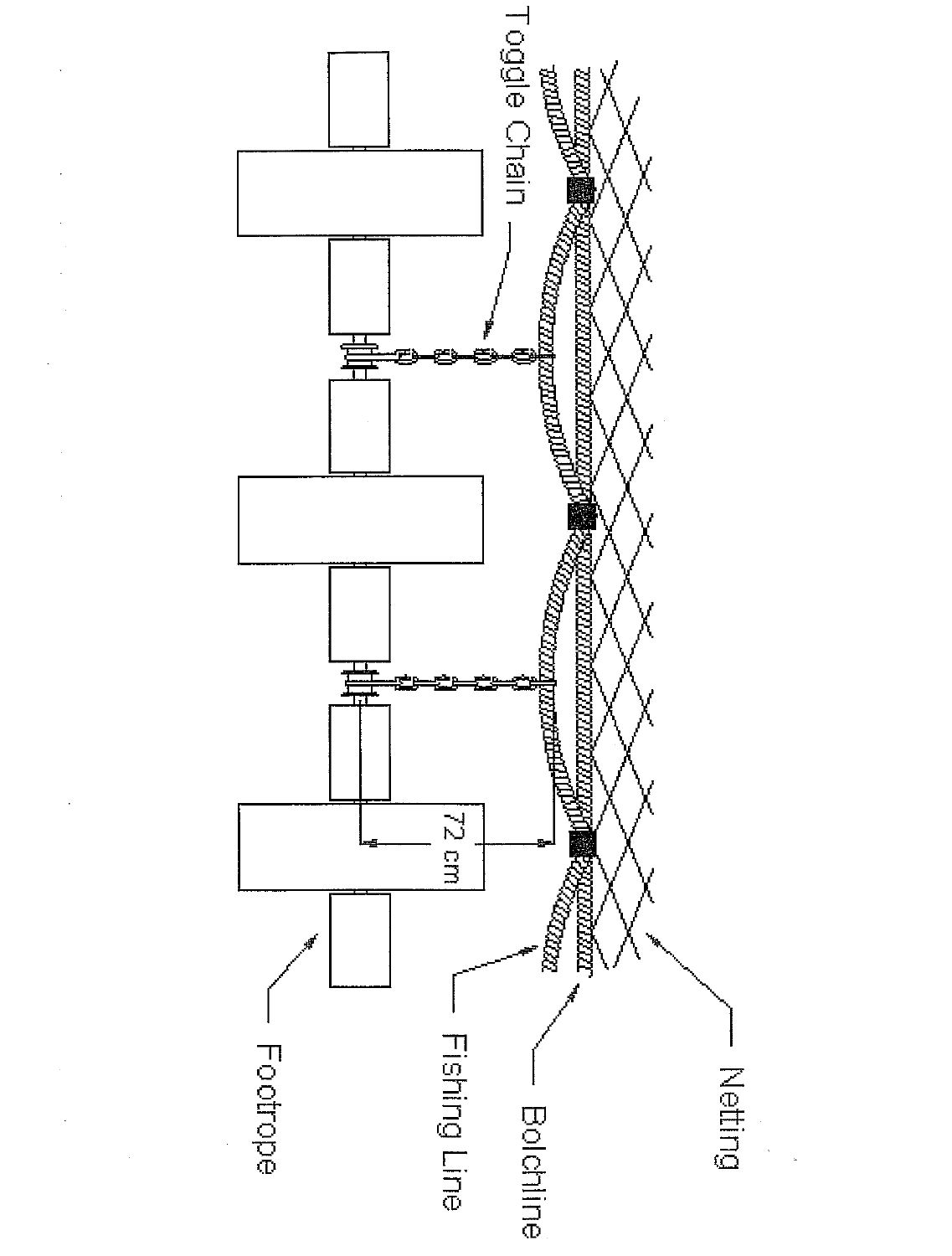Toggle Chain

72 cm

Footrope

Fishing Line

Bolchline

Netting